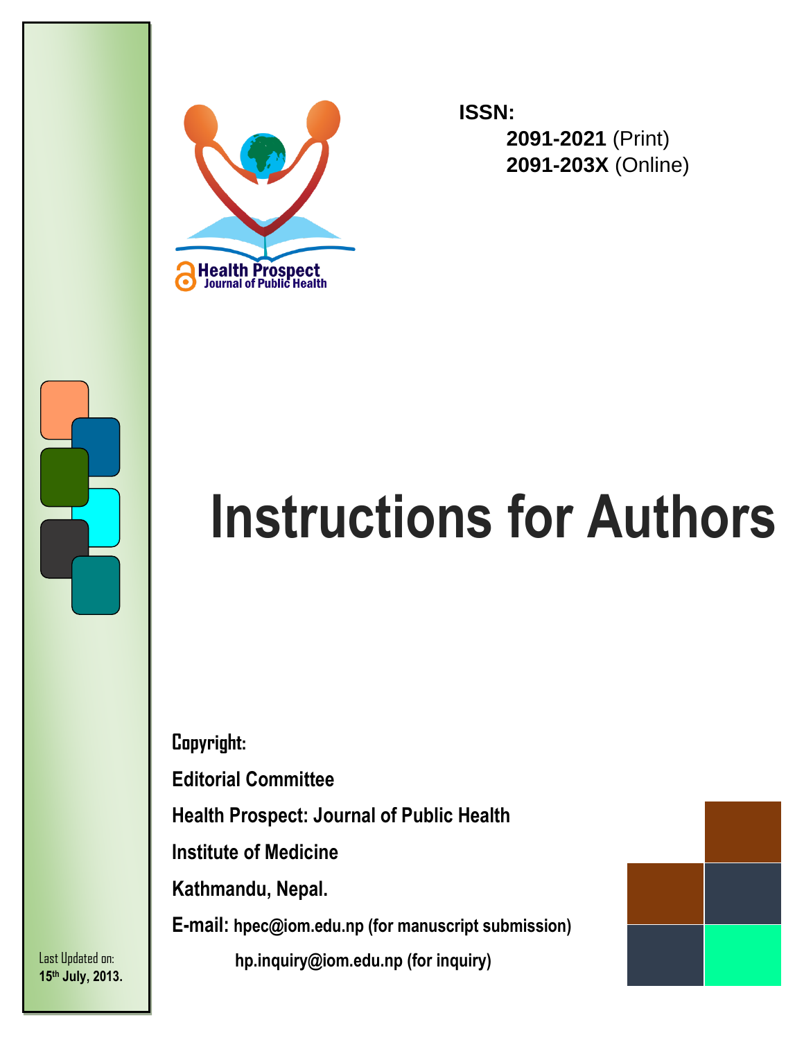Health Prospect
Journal of Public Health

**ISSN:**

**2091-2021** (Print)
**2091-203X** (Online)

# Instructions for Authors

**Copyright:**

**Editorial Committee**

**Health Prospect: Journal of Public Health**

**Institute of Medicine**

**Kathmandu, Nepal.**

**E-mail:** **hpec@iom.edu.np (for manuscript submission)**

**hp.inquiry@iom.edu.np (for inquiry)**

Last Updated on:
**15th July, 2013.**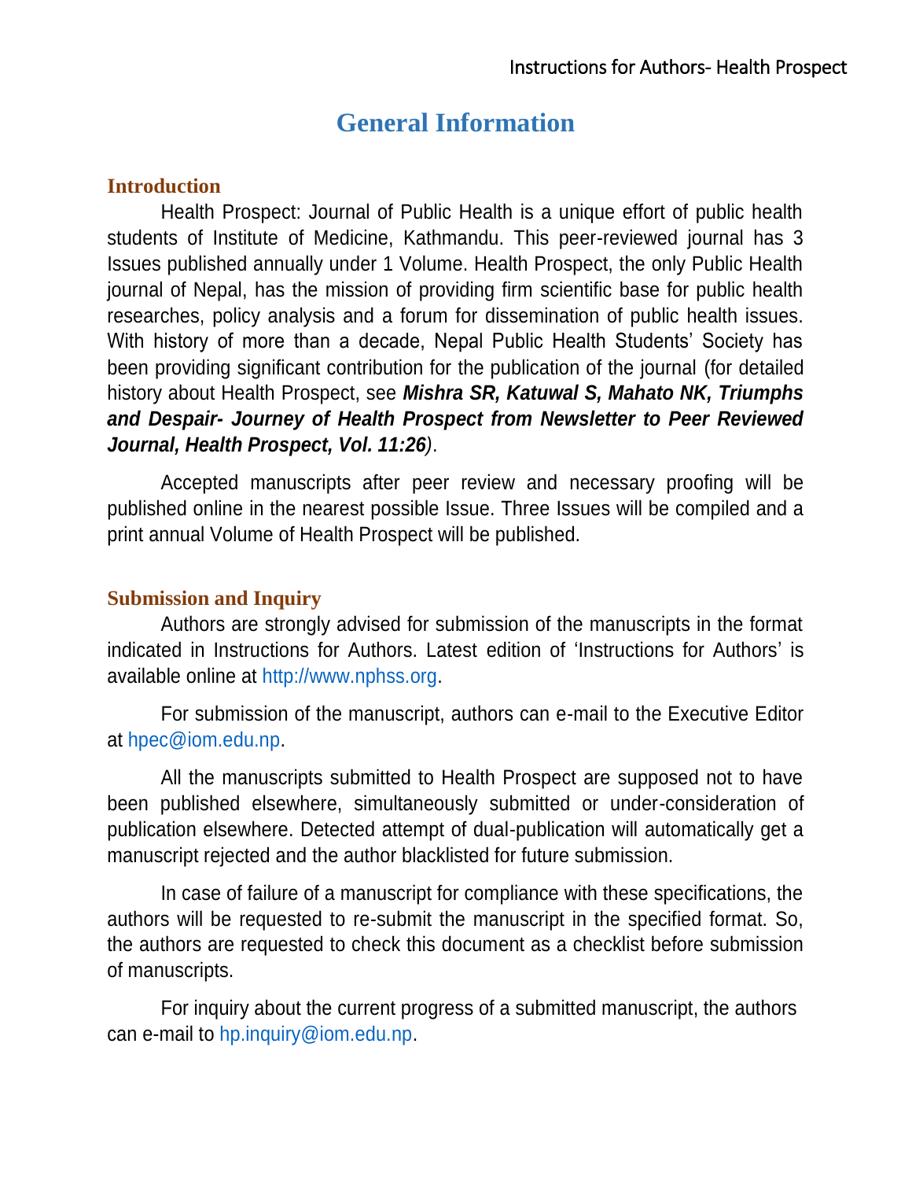# General Information

## Introduction

Health Prospect: Journal of Public Health is a unique effort of public health students of Institute of Medicine, Kathmandu. This peer-reviewed journal has 3 Issues published annually under 1 Volume. Health Prospect, the only Public Health journal of Nepal, has the mission of providing firm scientific base for public health researches, policy analysis and a forum for dissemination of public health issues. With history of more than a decade, Nepal Public Health Students' Society has been providing significant contribution for the publication of the journal (for detailed history about Health Prospect, see ***Mishra SR, Katuwal S, Mahato NK, Triumphs and Despair- Journey of Health Prospect from Newsletter to Peer Reviewed Journal, Health Prospect, Vol. 11:26***).

Accepted manuscripts after peer review and necessary proofing will be published online in the nearest possible Issue. Three Issues will be compiled and a print annual Volume of Health Prospect will be published.

## Submission and Inquiry

Authors are strongly advised for submission of the manuscripts in the format indicated in Instructions for Authors. Latest edition of 'Instructions for Authors' is available online at http://www.nphss.org.

For submission of the manuscript, authors can e-mail to the Executive Editor at hpec@iom.edu.np.

All the manuscripts submitted to Health Prospect are supposed not to have been published elsewhere, simultaneously submitted or under-consideration of publication elsewhere. Detected attempt of dual-publication will automatically get a manuscript rejected and the author blacklisted for future submission.

In case of failure of a manuscript for compliance with these specifications, the authors will be requested to re-submit the manuscript in the specified format. So, the authors are requested to check this document as a checklist before submission of manuscripts.

For inquiry about the current progress of a submitted manuscript, the authors can e-mail to hp.inquiry@iom.edu.np.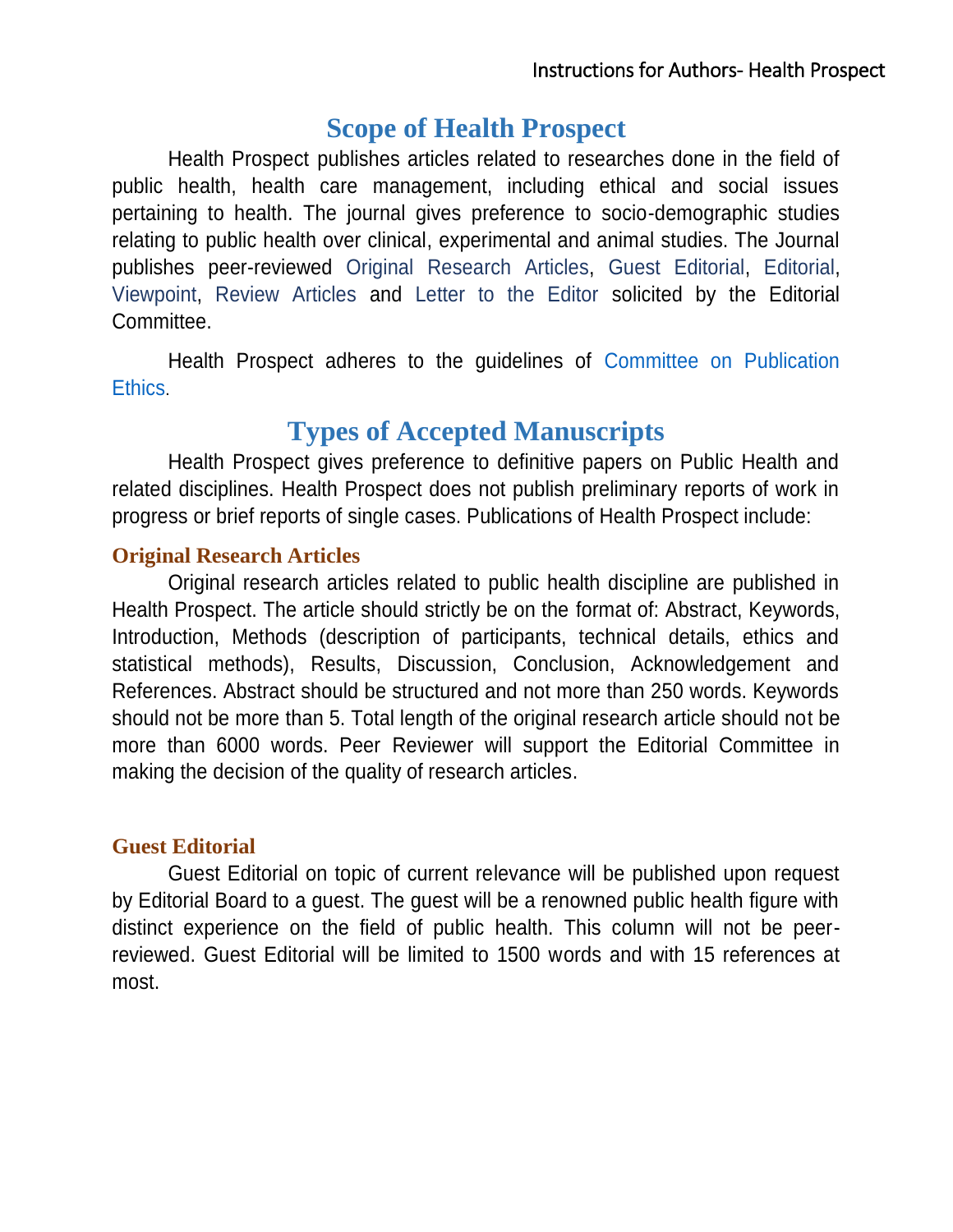## Scope of Health Prospect

Health Prospect publishes articles related to researches done in the field of public health, health care management, including ethical and social issues pertaining to health. The journal gives preference to socio-demographic studies relating to public health over clinical, experimental and animal studies. The Journal publishes peer-reviewed Original Research Articles, Guest Editorial, Editorial, Viewpoint, Review Articles and Letter to the Editor solicited by the Editorial Committee.

Health Prospect adheres to the guidelines of Committee on Publication Ethics.

## Types of Accepted Manuscripts

Health Prospect gives preference to definitive papers on Public Health and related disciplines. Health Prospect does not publish preliminary reports of work in progress or brief reports of single cases. Publications of Health Prospect include:

### Original Research Articles

Original research articles related to public health discipline are published in Health Prospect. The article should strictly be on the format of: Abstract, Keywords, Introduction, Methods (description of participants, technical details, ethics and statistical methods), Results, Discussion, Conclusion, Acknowledgement and References. Abstract should be structured and not more than 250 words. Keywords should not be more than 5. Total length of the original research article should not be more than 6000 words. Peer Reviewer will support the Editorial Committee in making the decision of the quality of research articles.

### Guest Editorial

Guest Editorial on topic of current relevance will be published upon request by Editorial Board to a guest. The guest will be a renowned public health figure with distinct experience on the field of public health. This column will not be peer-reviewed. Guest Editorial will be limited to 1500 words and with 15 references at most.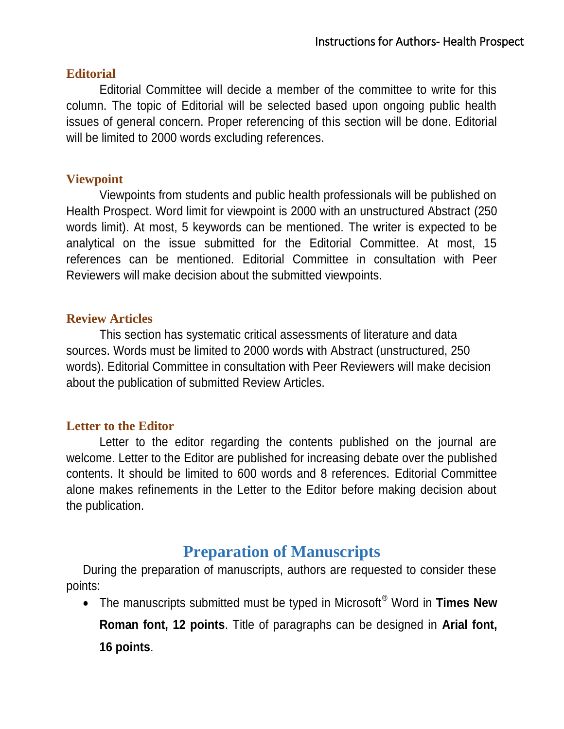### Editorial

Editorial Committee will decide a member of the committee to write for this column. The topic of Editorial will be selected based upon ongoing public health issues of general concern. Proper referencing of this section will be done. Editorial will be limited to 2000 words excluding references.

### Viewpoint

Viewpoints from students and public health professionals will be published on Health Prospect. Word limit for viewpoint is 2000 with an unstructured Abstract (250 words limit). At most, 5 keywords can be mentioned. The writer is expected to be analytical on the issue submitted for the Editorial Committee. At most, 15 references can be mentioned. Editorial Committee in consultation with Peer Reviewers will make decision about the submitted viewpoints.

### Review Articles

This section has systematic critical assessments of literature and data sources. Words must be limited to 2000 words with Abstract (unstructured, 250 words). Editorial Committee in consultation with Peer Reviewers will make decision about the publication of submitted Review Articles.

### Letter to the Editor

Letter to the editor regarding the contents published on the journal are welcome. Letter to the Editor are published for increasing debate over the published contents. It should be limited to 600 words and 8 references. Editorial Committee alone makes refinements in the Letter to the Editor before making decision about the publication.

## Preparation of Manuscripts

During the preparation of manuscripts, authors are requested to consider these points:

- The manuscripts submitted must be typed in Microsoft® Word in **Times New Roman font, 12 points**. Title of paragraphs can be designed in **Arial font, 16 points**.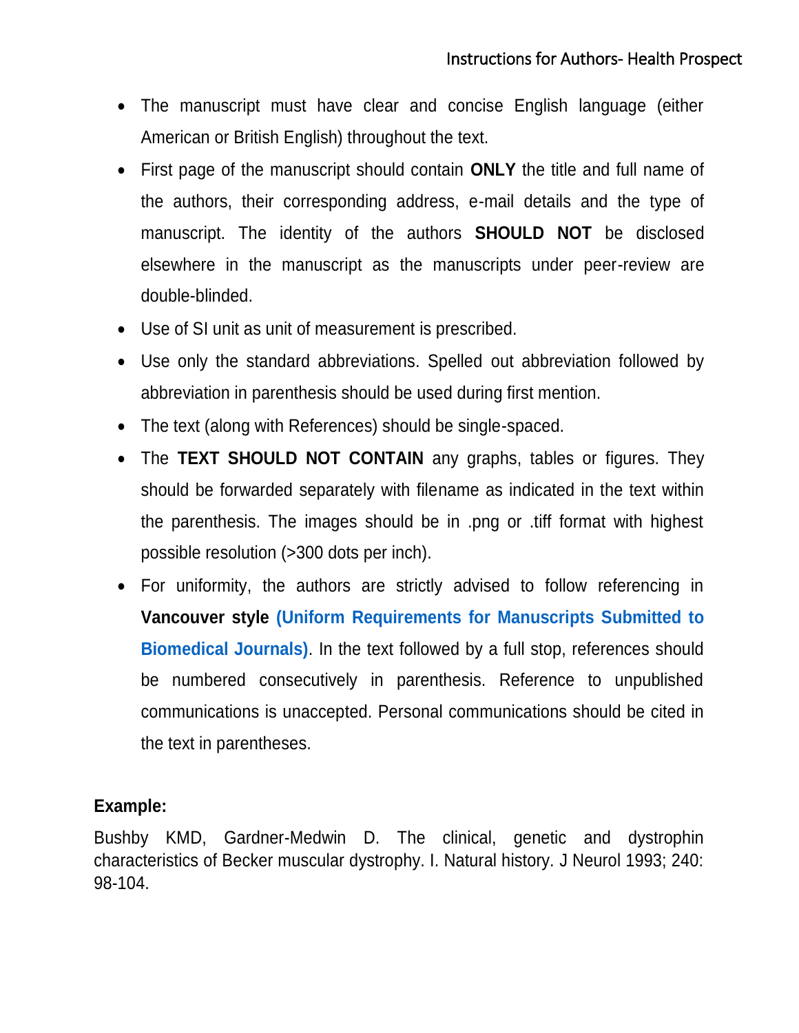- The manuscript must have clear and concise English language (either American or British English) throughout the text.
- First page of the manuscript should contain **ONLY** the title and full name of the authors, their corresponding address, e-mail details and the type of manuscript. The identity of the authors **SHOULD NOT** be disclosed elsewhere in the manuscript as the manuscripts under peer-review are double-blinded.
- Use of SI unit as unit of measurement is prescribed.
- Use only the standard abbreviations. Spelled out abbreviation followed by abbreviation in parenthesis should be used during first mention.
- The text (along with References) should be single-spaced.
- The **TEXT SHOULD NOT CONTAIN** any graphs, tables or figures. They should be forwarded separately with filename as indicated in the text within the parenthesis. The images should be in .png or .tiff format with highest possible resolution (>300 dots per inch).
- For uniformity, the authors are strictly advised to follow referencing in **Vancouver style** **(Uniform Requirements for Manuscripts Submitted to Biomedical Journals)**. In the text followed by a full stop, references should be numbered consecutively in parenthesis. Reference to unpublished communications is unaccepted. Personal communications should be cited in the text in parentheses.

**Example:**

Bushby KMD, Gardner-Medwin D. The clinical, genetic and dystrophin characteristics of Becker muscular dystrophy. I. Natural history. J Neurol 1993; 240: 98-104.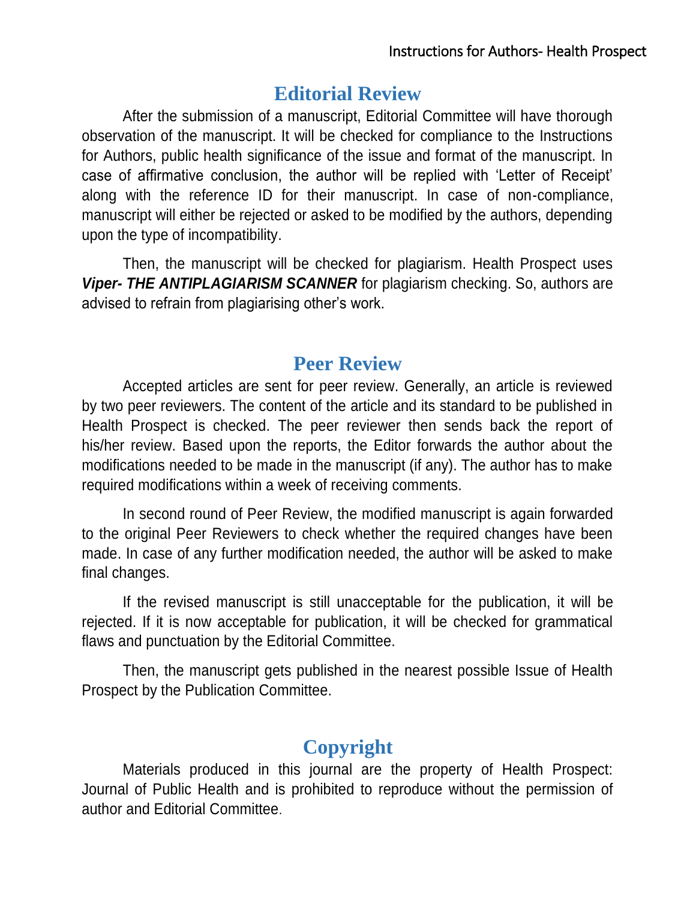## Editorial Review

After the submission of a manuscript, Editorial Committee will have thorough observation of the manuscript. It will be checked for compliance to the Instructions for Authors, public health significance of the issue and format of the manuscript. In case of affirmative conclusion, the author will be replied with 'Letter of Receipt' along with the reference ID for their manuscript. In case of non-compliance, manuscript will either be rejected or asked to be modified by the authors, depending upon the type of incompatibility.

Then, the manuscript will be checked for plagiarism. Health Prospect uses ***Viper- THE ANTIPLAGIARISM SCANNER*** for plagiarism checking. So, authors are advised to refrain from plagiarising other's work.

## Peer Review

Accepted articles are sent for peer review. Generally, an article is reviewed by two peer reviewers. The content of the article and its standard to be published in Health Prospect is checked. The peer reviewer then sends back the report of his/her review. Based upon the reports, the Editor forwards the author about the modifications needed to be made in the manuscript (if any). The author has to make required modifications within a week of receiving comments.

In second round of Peer Review, the modified manuscript is again forwarded to the original Peer Reviewers to check whether the required changes have been made. In case of any further modification needed, the author will be asked to make final changes.

If the revised manuscript is still unacceptable for the publication, it will be rejected. If it is now acceptable for publication, it will be checked for grammatical flaws and punctuation by the Editorial Committee.

Then, the manuscript gets published in the nearest possible Issue of Health Prospect by the Publication Committee.

## Copyright

Materials produced in this journal are the property of Health Prospect: Journal of Public Health and is prohibited to reproduce without the permission of author and Editorial Committee.